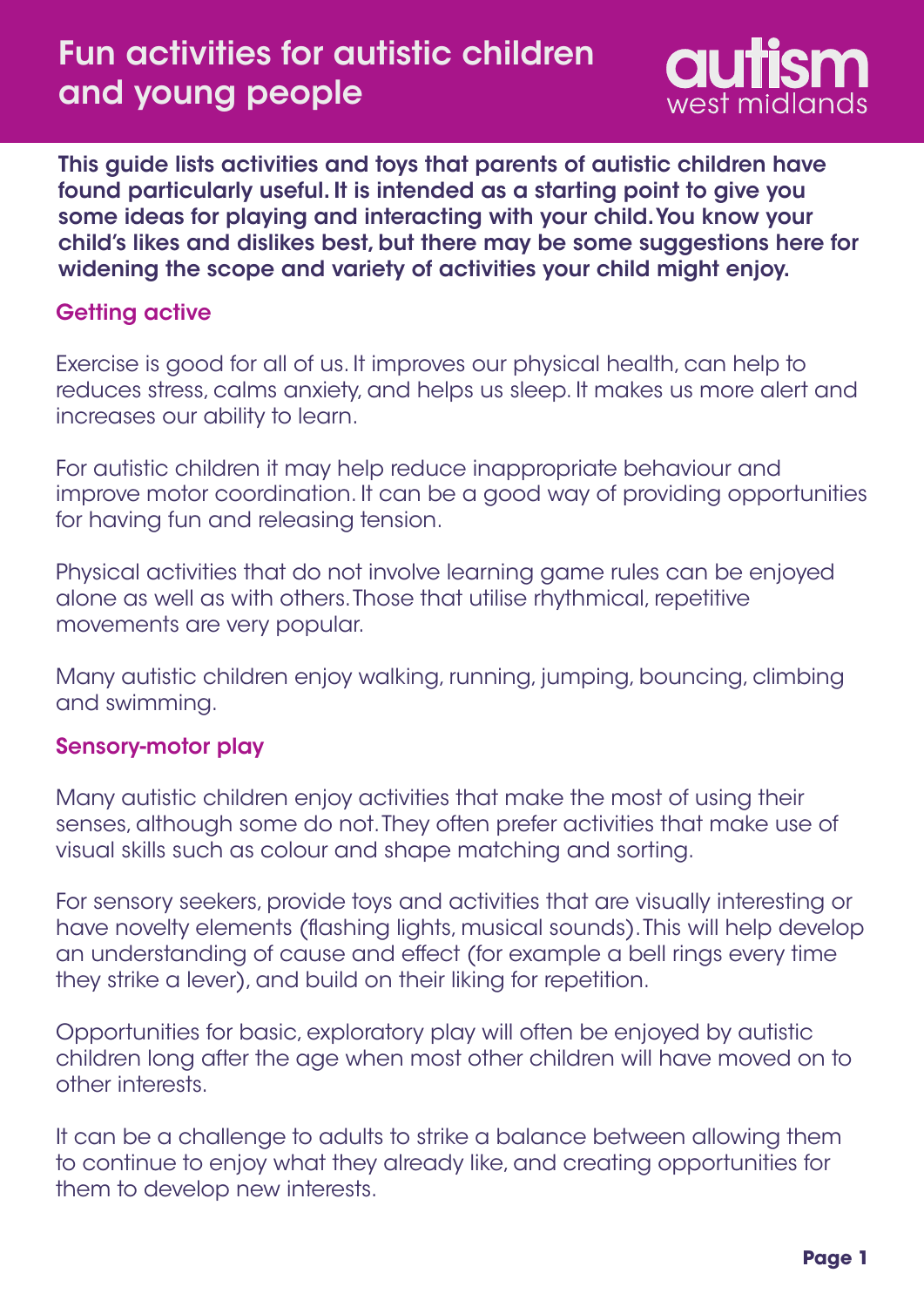# Fun activities for autistic children and young people

autism west midlands

**This guide lists activities and toys that parents of autistic children have found particularly useful. It is intended as a starting point to give you some ideas for playing and interacting with your child. You know your child's likes and dislikes best, but there may be some suggestions here for widening the scope and variety of activities your child might enjoy.**

## Getting active

Exercise is good for all of us. It improves our physical health, can help to reduces stress, calms anxiety, and helps us sleep. It makes us more alert and increases our ability to learn.

For autistic children it may help reduce inappropriate behaviour and improve motor coordination. It can be a good way of providing opportunities for having fun and releasing tension.

Physical activities that do not involve learning game rules can be enjoyed alone as well as with others. Those that utilise rhythmical, repetitive movements are very popular.

Many autistic children enjoy walking, running, jumping, bouncing, climbing and swimming.

## Sensory-motor play

Many autistic children enjoy activities that make the most of using their senses, although some do not. They often prefer activities that make use of visual skills such as colour and shape matching and sorting.

For sensory seekers, provide toys and activities that are visually interesting or have novelty elements (flashing lights, musical sounds). This will help develop an understanding of cause and effect (for example a bell rings every time they strike a lever), and build on their liking for repetition.

Opportunities for basic, exploratory play will often be enjoyed by autistic children long after the age when most other children will have moved on to other interests.

It can be a challenge to adults to strike a balance between allowing them to continue to enjoy what they already like, and creating opportunities for them to develop new interests.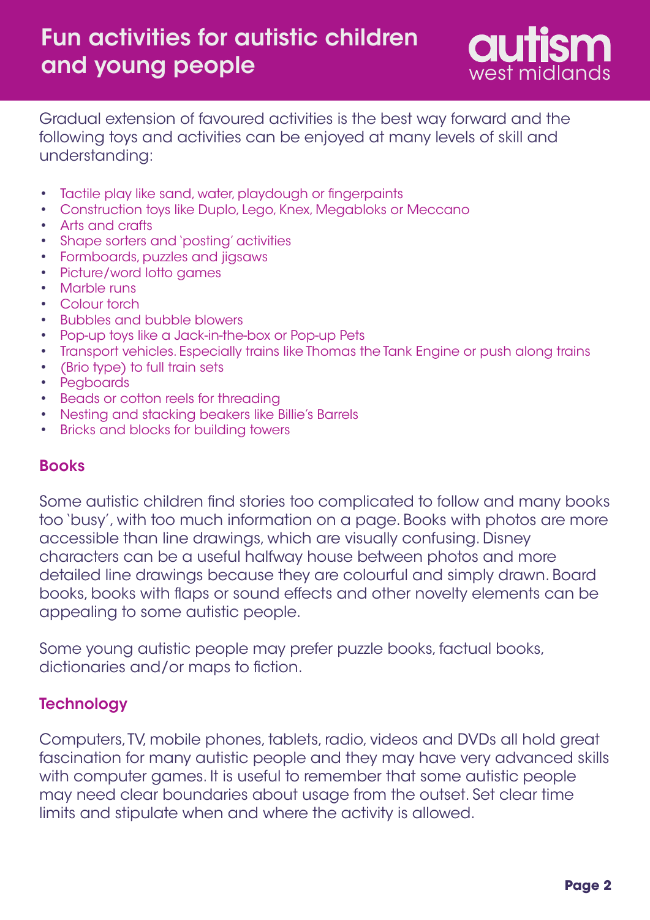# Fun activities for autistic children and young people

Gradual extension of favoured activities is the best way forward and the following toys and activities can be enjoyed at many levels of skill and understanding:

- Tactile play like sand, water, playdough or fingerpaints
- Construction toys like Duplo, Lego, Knex, Megabloks or Meccano
- Arts and crafts
- Shape sorters and 'posting' activities
- Formboards, puzzles and jigsaws
- Picture/word lotto games
- Marble runs
- Colour torch
- Bubbles and bubble blowers
- Pop-up toys like a Jack-in-the-box or Pop-up Pets
- Transport vehicles. Especially trains like Thomas the Tank Engine or push along trains
- (Brio type) to full train sets
- Pegboards
- Beads or cotton reels for threading
- Nesting and stacking beakers like Billie's Barrels
- Bricks and blocks for building towers

## Books

Some autistic children find stories too complicated to follow and many books too 'busy', with too much information on a page. Books with photos are more accessible than line drawings, which are visually confusing. Disney characters can be a useful halfway house between photos and more detailed line drawings because they are colourful and simply drawn. Board books, books with flaps or sound effects and other novelty elements can be appealing to some autistic people.

Some young autistic people may prefer puzzle books, factual books, dictionaries and/or maps to fiction.

## Technology

Computers, TV, mobile phones, tablets, radio, videos and DVDs all hold great fascination for many autistic people and they may have very advanced skills with computer games. It is useful to remember that some autistic people may need clear boundaries about usage from the outset. Set clear time limits and stipulate when and where the activity is allowed.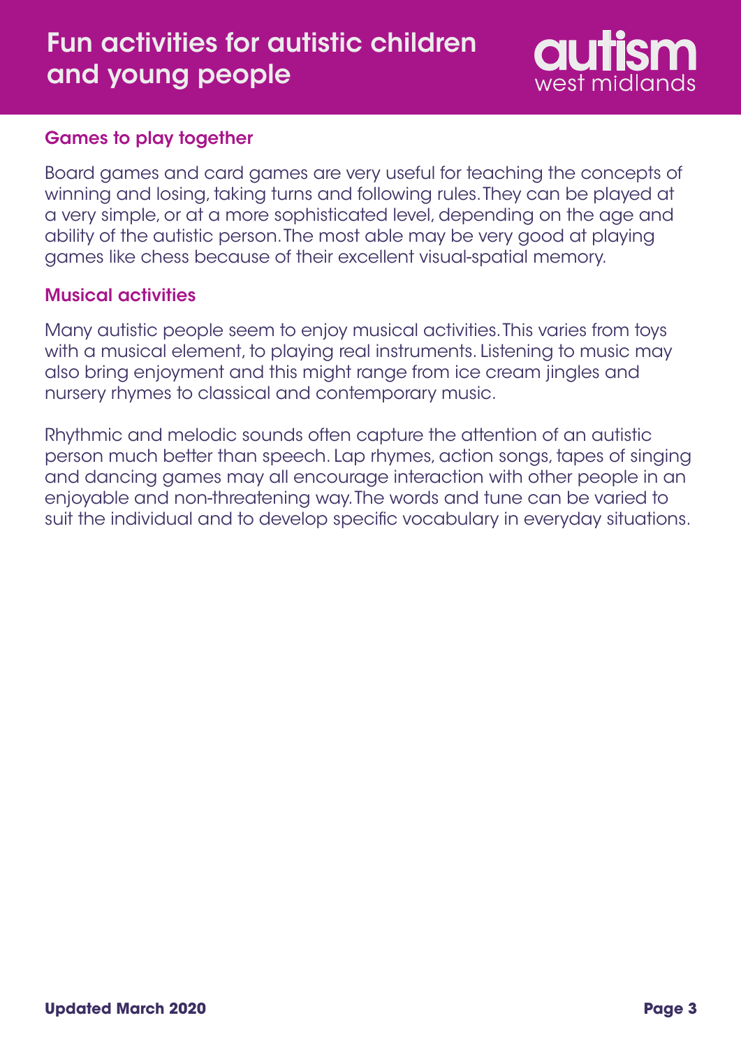## Games to play together

Board games and card games are very useful for teaching the concepts of winning and losing, taking turns and following rules. They can be played at a very simple, or at a more sophisticated level, depending on the age and ability of the autistic person. The most able may be very good at playing games like chess because of their excellent visual-spatial memory.

## Musical activities

Many autistic people seem to enjoy musical activities. This varies from toys with a musical element, to playing real instruments. Listening to music may also bring enjoyment and this might range from ice cream jingles and nursery rhymes to classical and contemporary music.

Rhythmic and melodic sounds often capture the attention of an autistic person much better than speech. Lap rhymes, action songs, tapes of singing and dancing games may all encourage interaction with other people in an enjoyable and non-threatening way. The words and tune can be varied to suit the individual and to develop specific vocabulary in everyday situations.